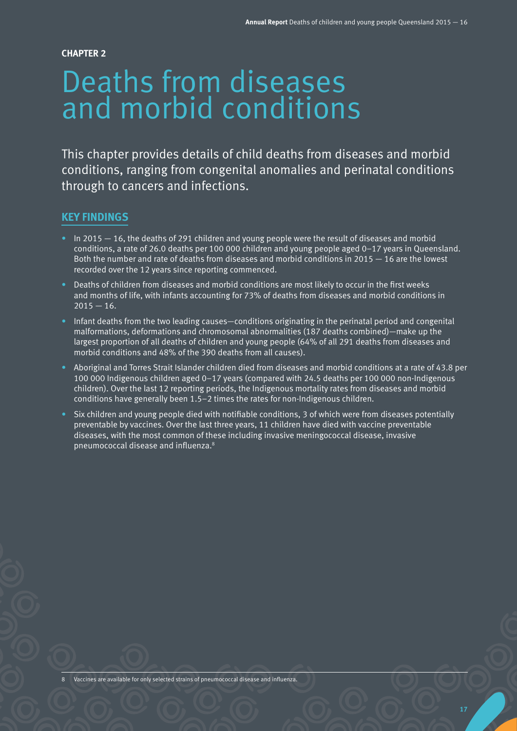**CHAPTER 2**

# Deaths from diseases and morbid conditions

This chapter provides details of child deaths from diseases and morbid conditions, ranging from congenital anomalies and perinatal conditions through to cancers and infections.

## KEY FINDINGS

- In 2015 — 16, the deaths of 291 children and young people were the result of diseases and morbid conditions, a rate of 26.0 deaths per 100 000 children and young people aged 0–17 years in Queensland. Both the number and rate of deaths from diseases and morbid conditions in 2015 — 16 are the lowest recorded over the 12 years since reporting commenced.
- Deaths of children from diseases and morbid conditions are most likely to occur in the first weeks and months of life, with infants accounting for 73% of deaths from diseases and morbid conditions in 2015 — 16.
- Infant deaths from the two leading causes—conditions originating in the perinatal period and congenital malformations, deformations and chromosomal abnormalities (187 deaths combined)—make up the largest proportion of all deaths of children and young people (64% of all 291 deaths from diseases and morbid conditions and 48% of the 390 deaths from all causes).
- Aboriginal and Torres Strait Islander children died from diseases and morbid conditions at a rate of 43.8 per 100 000 Indigenous children aged 0–17 years (compared with 24.5 deaths per 100 000 non-Indigenous children). Over the last 12 reporting periods, the Indigenous mortality rates from diseases and morbid conditions have generally been 1.5–2 times the rates for non-Indigenous children.
- Six children and young people died with notifiable conditions, 3 of which were from diseases potentially preventable by vaccines. Over the last three years, 11 children have died with vaccine preventable diseases, with the most common of these including invasive meningococcal disease, invasive pneumococcal disease and influenza.[8]

8 Vaccines are available for only selected strains of pneumococcal disease and influenza.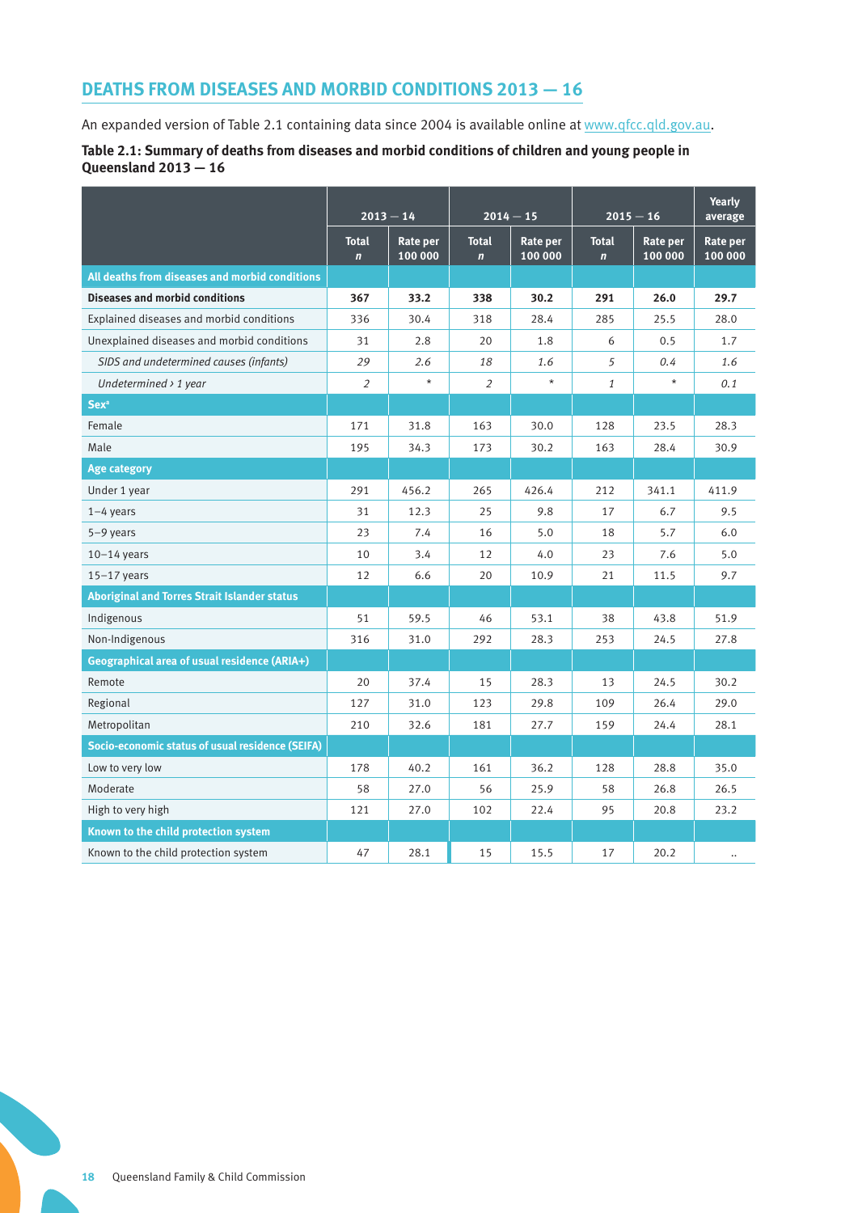## DEATHS FROM DISEASES AND MORBID CONDITIONS 2013 — 16

An expanded version of Table 2.1 containing data since 2004 is available online at www.qfcc.qld.gov.au.

**Table 2.1: Summary of deaths from diseases and morbid conditions of children and young people in Queensland 2013 — 16**

| | 2013 — 14 | | 2014 — 15 | | 2015 — 16 | | Yearly average |
|---|---|---|---|---|---|---|---|
| | Total *n* | Rate per 100 000 | Total *n* | Rate per 100 000 | Total *n* | Rate per 100 000 | Rate per 100 000 |
| **All deaths from diseases and morbid conditions** | | | | | | | |
| **Diseases and morbid conditions** | **367** | **33.2** | **338** | **30.2** | **291** | **26.0** | **29.7** |
| Explained diseases and morbid conditions | 336 | 30.4 | 318 | 28.4 | 285 | 25.5 | 28.0 |
| Unexplained diseases and morbid conditions | 31 | 2.8 | 20 | 1.8 | 6 | 0.5 | 1.7 |
| *SIDS and undetermined causes (infants)* | *29* | *2.6* | *18* | *1.6* | *5* | *0.4* | *1.6* |
| *Undetermined › 1 year* | *2* | * | *2* | * | *1* | * | *0.1* |
| **Sex[a]** | | | | | | | |
| Female | 171 | 31.8 | 163 | 30.0 | 128 | 23.5 | 28.3 |
| Male | 195 | 34.3 | 173 | 30.2 | 163 | 28.4 | 30.9 |
| **Age category** | | | | | | | |
| Under 1 year | 291 | 456.2 | 265 | 426.4 | 212 | 341.1 | 411.9 |
| 1–4 years | 31 | 12.3 | 25 | 9.8 | 17 | 6.7 | 9.5 |
| 5–9 years | 23 | 7.4 | 16 | 5.0 | 18 | 5.7 | 6.0 |
| 10–14 years | 10 | 3.4 | 12 | 4.0 | 23 | 7.6 | 5.0 |
| 15–17 years | 12 | 6.6 | 20 | 10.9 | 21 | 11.5 | 9.7 |
| **Aboriginal and Torres Strait Islander status** | | | | | | | |
| Indigenous | 51 | 59.5 | 46 | 53.1 | 38 | 43.8 | 51.9 |
| Non-Indigenous | 316 | 31.0 | 292 | 28.3 | 253 | 24.5 | 27.8 |
| **Geographical area of usual residence (ARIA+)** | | | | | | | |
| Remote | 20 | 37.4 | 15 | 28.3 | 13 | 24.5 | 30.2 |
| Regional | 127 | 31.0 | 123 | 29.8 | 109 | 26.4 | 29.0 |
| Metropolitan | 210 | 32.6 | 181 | 27.7 | 159 | 24.4 | 28.1 |
| **Socio-economic status of usual residence (SEIFA)** | | | | | | | |
| Low to very low | 178 | 40.2 | 161 | 36.2 | 128 | 28.8 | 35.0 |
| Moderate | 58 | 27.0 | 56 | 25.9 | 58 | 26.8 | 26.5 |
| High to very high | 121 | 27.0 | 102 | 22.4 | 95 | 20.8 | 23.2 |
| **Known to the child protection system** | | | | | | | |
| Known to the child protection system | 47 | 28.1 | 15 | 15.5 | 17 | 20.2 | .. |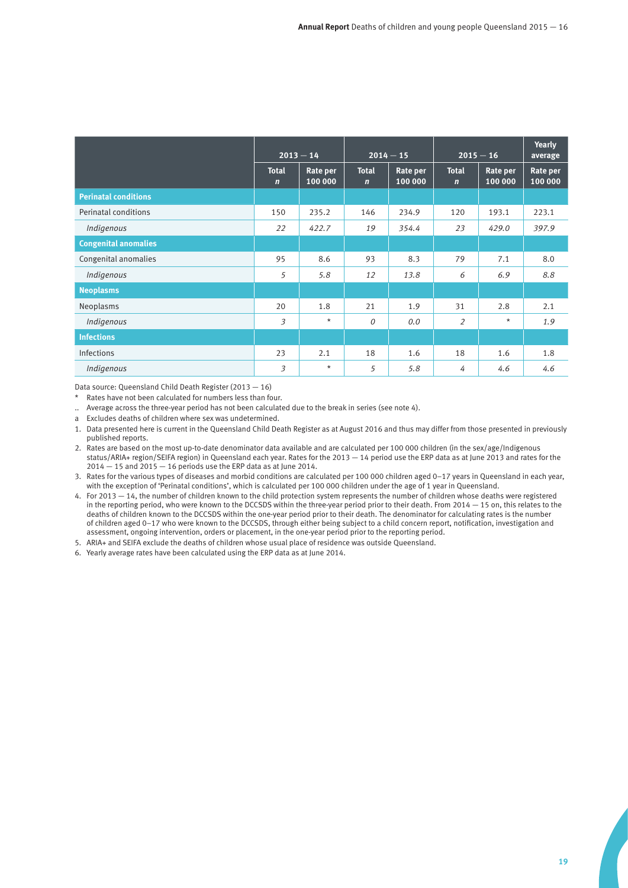| | 2013 — 14 | | 2014 — 15 | | 2015 — 16 | | Yearly average |
|---|---|---|---|---|---|---|---|
| | **Total *n*** | **Rate per 100 000** | **Total *n*** | **Rate per 100 000** | **Total *n*** | **Rate per 100 000** | **Rate per 100 000** |
| **Perinatal conditions** | | | | | | | |
| Perinatal conditions | 150 | 235.2 | 146 | 234.9 | 120 | 193.1 | 223.1 |
| *Indigenous* | *22* | *422.7* | *19* | *354.4* | *23* | *429.0* | *397.9* |
| **Congenital anomalies** | | | | | | | |
| Congenital anomalies | 95 | 8.6 | 93 | 8.3 | 79 | 7.1 | 8.0 |
| *Indigenous* | *5* | *5.8* | *12* | *13.8* | *6* | *6.9* | *8.8* |
| **Neoplasms** | | | | | | | |
| Neoplasms | 20 | 1.8 | 21 | 1.9 | 31 | 2.8 | 2.1 |
| *Indigenous* | *3* | * | *0* | *0.0* | *2* | * | *1.9* |
| **Infections** | | | | | | | |
| Infections | 23 | 2.1 | 18 | 1.6 | 18 | 1.6 | 1.8 |
| *Indigenous* | *3* | * | *5* | *5.8* | *4* | *4.6* | *4.6* |

Data source: Queensland Child Death Register (2013 — 16)

\* Rates have not been calculated for numbers less than four.

.. Average across the three-year period has not been calculated due to the break in series (see note 4).

a Excludes deaths of children where sex was undetermined.

1. Data presented here is current in the Queensland Child Death Register as at August 2016 and thus may differ from those presented in previously published reports.
2. Rates are based on the most up-to-date denominator data available and are calculated per 100 000 children (in the sex/age/Indigenous status/ARIA+ region/SEIFA region) in Queensland each year. Rates for the 2013 — 14 period use the ERP data as at June 2013 and rates for the 2014 — 15 and 2015 — 16 periods use the ERP data as at June 2014.
3. Rates for the various types of diseases and morbid conditions are calculated per 100 000 children aged 0–17 years in Queensland in each year, with the exception of 'Perinatal conditions', which is calculated per 100 000 children under the age of 1 year in Queensland.
4. For 2013 — 14, the number of children known to the child protection system represents the number of children whose deaths were registered in the reporting period, who were known to the DCCSDS within the three-year period prior to their death. From 2014 — 15 on, this relates to the deaths of children known to the DCCSDS within the one-year period prior to their death. The denominator for calculating rates is the number of children aged 0–17 who were known to the DCCSDS, through either being subject to a child concern report, notification, investigation and assessment, ongoing intervention, orders or placement, in the one-year period prior to the reporting period.
5. ARIA+ and SEIFA exclude the deaths of children whose usual place of residence was outside Queensland.
6. Yearly average rates have been calculated using the ERP data as at June 2014.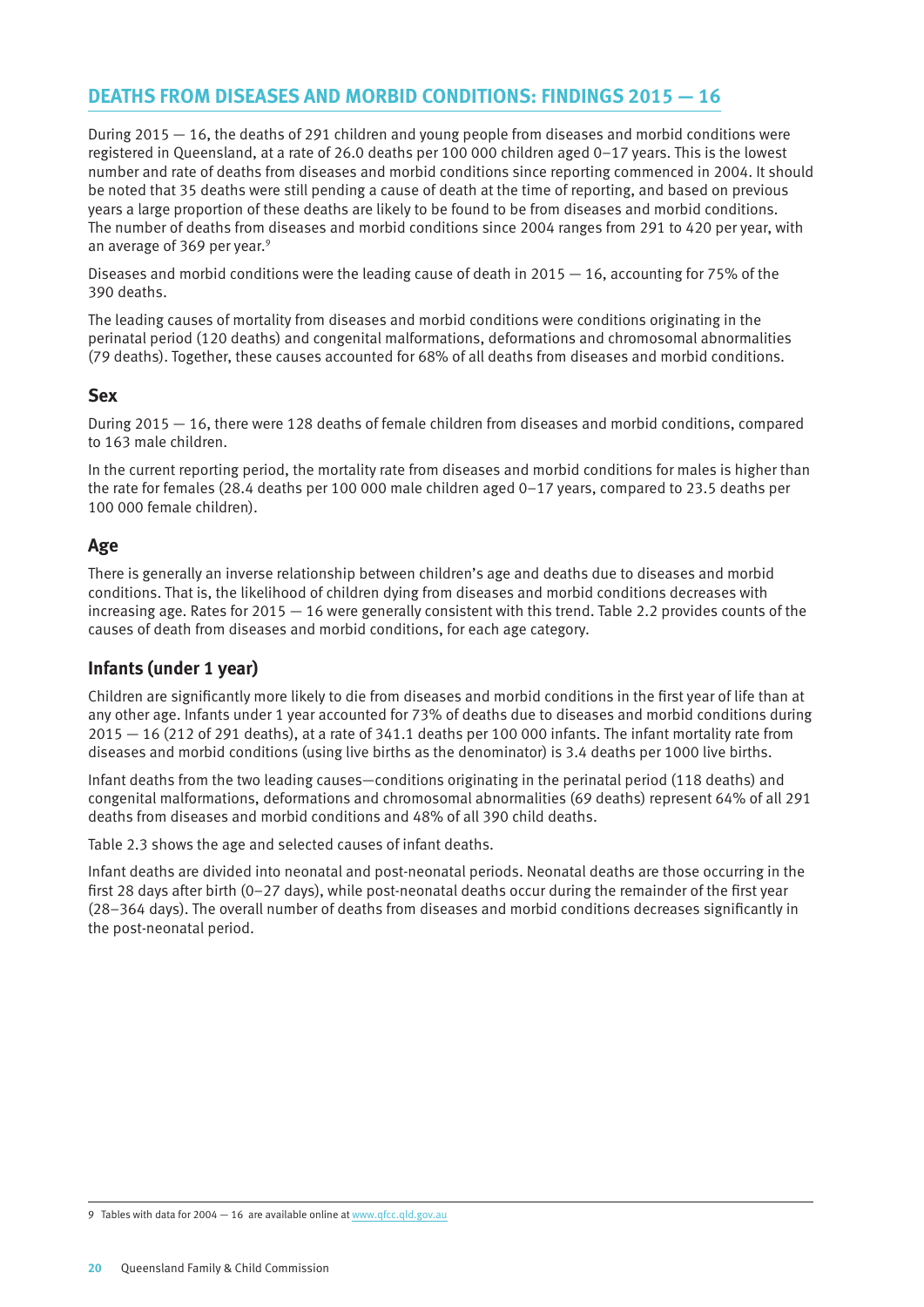## DEATHS FROM DISEASES AND MORBID CONDITIONS: FINDINGS 2015 — 16

During 2015 — 16, the deaths of 291 children and young people from diseases and morbid conditions were registered in Queensland, at a rate of 26.0 deaths per 100 000 children aged 0–17 years. This is the lowest number and rate of deaths from diseases and morbid conditions since reporting commenced in 2004. It should be noted that 35 deaths were still pending a cause of death at the time of reporting, and based on previous years a large proportion of these deaths are likely to be found to be from diseases and morbid conditions. The number of deaths from diseases and morbid conditions since 2004 ranges from 291 to 420 per year, with an average of 369 per year.[9]

Diseases and morbid conditions were the leading cause of death in 2015 — 16, accounting for 75% of the 390 deaths.

The leading causes of mortality from diseases and morbid conditions were conditions originating in the perinatal period (120 deaths) and congenital malformations, deformations and chromosomal abnormalities (79 deaths). Together, these causes accounted for 68% of all deaths from diseases and morbid conditions.

### Sex

During 2015 — 16, there were 128 deaths of female children from diseases and morbid conditions, compared to 163 male children.

In the current reporting period, the mortality rate from diseases and morbid conditions for males is higher than the rate for females (28.4 deaths per 100 000 male children aged 0–17 years, compared to 23.5 deaths per 100 000 female children).

### Age

There is generally an inverse relationship between children's age and deaths due to diseases and morbid conditions. That is, the likelihood of children dying from diseases and morbid conditions decreases with increasing age. Rates for 2015 — 16 were generally consistent with this trend. Table 2.2 provides counts of the causes of death from diseases and morbid conditions, for each age category.

### Infants (under 1 year)

Children are significantly more likely to die from diseases and morbid conditions in the first year of life than at any other age. Infants under 1 year accounted for 73% of deaths due to diseases and morbid conditions during 2015 — 16 (212 of 291 deaths), at a rate of 341.1 deaths per 100 000 infants. The infant mortality rate from diseases and morbid conditions (using live births as the denominator) is 3.4 deaths per 1000 live births.

Infant deaths from the two leading causes—conditions originating in the perinatal period (118 deaths) and congenital malformations, deformations and chromosomal abnormalities (69 deaths) represent 64% of all 291 deaths from diseases and morbid conditions and 48% of all 390 child deaths.

Table 2.3 shows the age and selected causes of infant deaths.

Infant deaths are divided into neonatal and post-neonatal periods. Neonatal deaths are those occurring in the first 28 days after birth (0–27 days), while post-neonatal deaths occur during the remainder of the first year (28–364 days). The overall number of deaths from diseases and morbid conditions decreases significantly in the post-neonatal period.

---

9 Tables with data for 2004 — 16 are available online at www.qfcc.qld.gov.au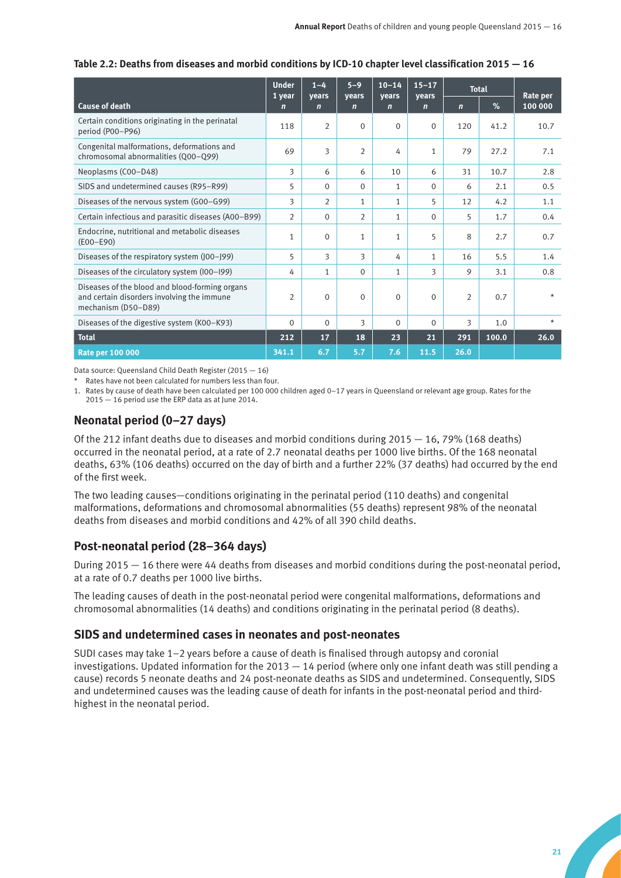**Table 2.2: Deaths from diseases and morbid conditions by ICD-10 chapter level classification 2015 — 16**

| Cause of death | Under 1 year n | 1–4 years n | 5–9 years n | 10–14 years n | 15–17 years n | Total n | Total % | Rate per 100 000 |
|---|---|---|---|---|---|---|---|---|
| Certain conditions originating in the perinatal period (P00–P96) | 118 | 2 | 0 | 0 | 0 | 120 | 41.2 | 10.7 |
| Congenital malformations, deformations and chromosomal abnormalities (Q00–Q99) | 69 | 3 | 2 | 4 | 1 | 79 | 27.2 | 7.1 |
| Neoplasms (C00–D48) | 3 | 6 | 6 | 10 | 6 | 31 | 10.7 | 2.8 |
| SIDS and undetermined causes (R95–R99) | 5 | 0 | 0 | 1 | 0 | 6 | 2.1 | 0.5 |
| Diseases of the nervous system (G00–G99) | 3 | 2 | 1 | 1 | 5 | 12 | 4.2 | 1.1 |
| Certain infectious and parasitic diseases (A00–B99) | 2 | 0 | 2 | 1 | 0 | 5 | 1.7 | 0.4 |
| Endocrine, nutritional and metabolic diseases (E00–E90) | 1 | 0 | 1 | 1 | 5 | 8 | 2.7 | 0.7 |
| Diseases of the respiratory system (J00–J99) | 5 | 3 | 3 | 4 | 1 | 16 | 5.5 | 1.4 |
| Diseases of the circulatory system (I00–I99) | 4 | 1 | 0 | 1 | 3 | 9 | 3.1 | 0.8 |
| Diseases of the blood and blood-forming organs and certain disorders involving the immune mechanism (D50–D89) | 2 | 0 | 0 | 0 | 0 | 2 | 0.7 | * |
| Diseases of the digestive system (K00–K93) | 0 | 0 | 3 | 0 | 0 | 3 | 1.0 | * |
| **Total** | **212** | **17** | **18** | **23** | **21** | **291** | **100.0** | **26.0** |
| **Rate per 100 000** | **341.1** | **6.7** | **5.7** | **7.6** | **11.5** | **26.0** | | |

Data source: Queensland Child Death Register (2015 — 16)

\* Rates have not been calculated for numbers less than four.

1. Rates by cause of death have been calculated per 100 000 children aged 0–17 years in Queensland or relevant age group. Rates for the 2015 — 16 period use the ERP data as at June 2014.

## Neonatal period (0–27 days)

Of the 212 infant deaths due to diseases and morbid conditions during 2015 — 16, 79% (168 deaths) occurred in the neonatal period, at a rate of 2.7 neonatal deaths per 1000 live births. Of the 168 neonatal deaths, 63% (106 deaths) occurred on the day of birth and a further 22% (37 deaths) had occurred by the end of the first week.

The two leading causes—conditions originating in the perinatal period (110 deaths) and congenital malformations, deformations and chromosomal abnormalities (55 deaths) represent 98% of the neonatal deaths from diseases and morbid conditions and 42% of all 390 child deaths.

## Post-neonatal period (28–364 days)

During 2015 — 16 there were 44 deaths from diseases and morbid conditions during the post-neonatal period, at a rate of 0.7 deaths per 1000 live births.

The leading causes of death in the post-neonatal period were congenital malformations, deformations and chromosomal abnormalities (14 deaths) and conditions originating in the perinatal period (8 deaths).

## SIDS and undetermined cases in neonates and post-neonates

SUDI cases may take 1–2 years before a cause of death is finalised through autopsy and coronial investigations. Updated information for the 2013 — 14 period (where only one infant death was still pending a cause) records 5 neonate deaths and 24 post-neonate deaths as SIDS and undetermined. Consequently, SIDS and undetermined causes was the leading cause of death for infants in the post-neonatal period and third-highest in the neonatal period.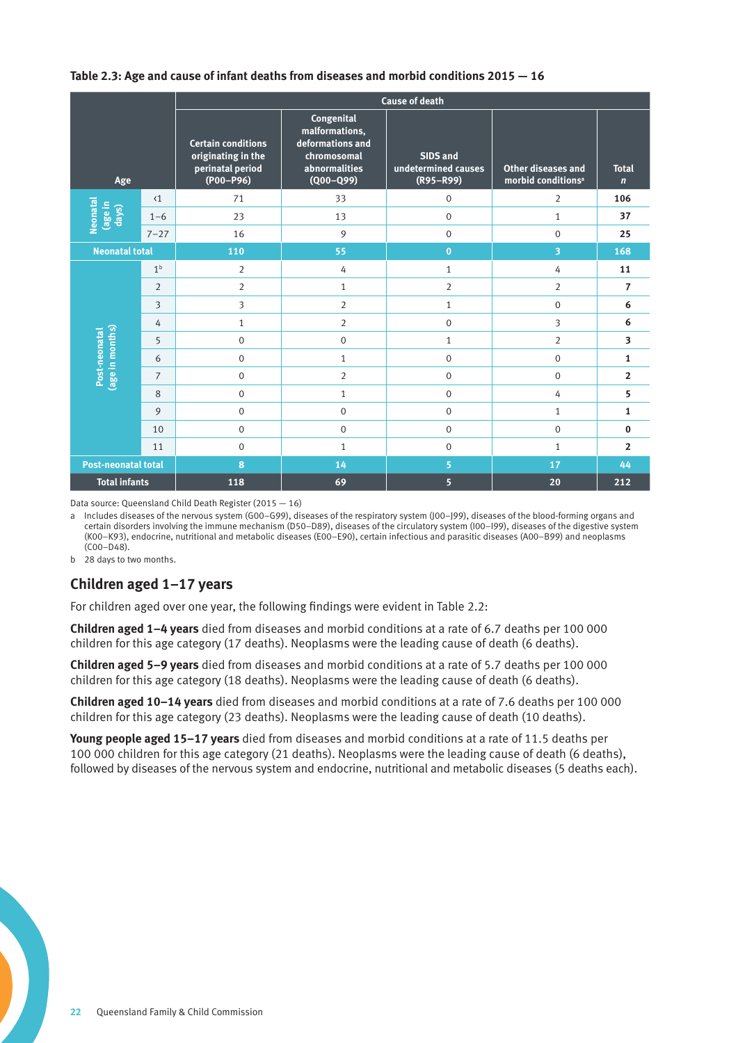**Table 2.3: Age and cause of infant deaths from diseases and morbid conditions 2015 — 16**

| Age | | Cause of death | | | | |
|---|---|---|---|---|---|---|
| | | Certain conditions originating in the perinatal period (P00–P96) | Congenital malformations, deformations and chromosomal abnormalities (Q00–Q99) | SIDS and undetermined causes (R95–R99) | Other diseases and morbid conditions[a] | Total *n* |
| Neonatal (age in days) | <1 | 71 | 33 | 0 | 2 | **106** |
| | 1–6 | 23 | 13 | 0 | 1 | **37** |
| | 7–27 | 16 | 9 | 0 | 0 | **25** |
| **Neonatal total** | | **110** | **55** | **0** | **3** | **168** |
| Post-neonatal (age in months) | 1[b] | 2 | 4 | 1 | 4 | **11** |
| | 2 | 2 | 1 | 2 | 2 | **7** |
| | 3 | 3 | 2 | 1 | 0 | **6** |
| | 4 | 1 | 2 | 0 | 3 | **6** |
| | 5 | 0 | 0 | 1 | 2 | **3** |
| | 6 | 0 | 1 | 0 | 0 | **1** |
| | 7 | 0 | 2 | 0 | 0 | **2** |
| | 8 | 0 | 1 | 0 | 4 | **5** |
| | 9 | 0 | 0 | 0 | 1 | **1** |
| | 10 | 0 | 0 | 0 | 0 | **0** |
| | 11 | 0 | 1 | 0 | 1 | **2** |
| **Post-neonatal total** | | **8** | **14** | **5** | **17** | **44** |
| **Total infants** | | **118** | **69** | **5** | **20** | **212** |

Data source: Queensland Child Death Register (2015 — 16)

a Includes diseases of the nervous system (G00–G99), diseases of the respiratory system (J00–J99), diseases of the blood-forming organs and certain disorders involving the immune mechanism (D50–D89), diseases of the circulatory system (I00–I99), diseases of the digestive system (K00–K93), endocrine, nutritional and metabolic diseases (E00–E90), certain infectious and parasitic diseases (A00–B99) and neoplasms (C00–D48).

b 28 days to two months.

## Children aged 1–17 years

For children aged over one year, the following findings were evident in Table 2.2:

**Children aged 1–4 years** died from diseases and morbid conditions at a rate of 6.7 deaths per 100 000 children for this age category (17 deaths). Neoplasms were the leading cause of death (6 deaths).

**Children aged 5–9 years** died from diseases and morbid conditions at a rate of 5.7 deaths per 100 000 children for this age category (18 deaths). Neoplasms were the leading cause of death (6 deaths).

**Children aged 10–14 years** died from diseases and morbid conditions at a rate of 7.6 deaths per 100 000 children for this age category (23 deaths). Neoplasms were the leading cause of death (10 deaths).

**Young people aged 15–17 years** died from diseases and morbid conditions at a rate of 11.5 deaths per 100 000 children for this age category (21 deaths). Neoplasms were the leading cause of death (6 deaths), followed by diseases of the nervous system and endocrine, nutritional and metabolic diseases (5 deaths each).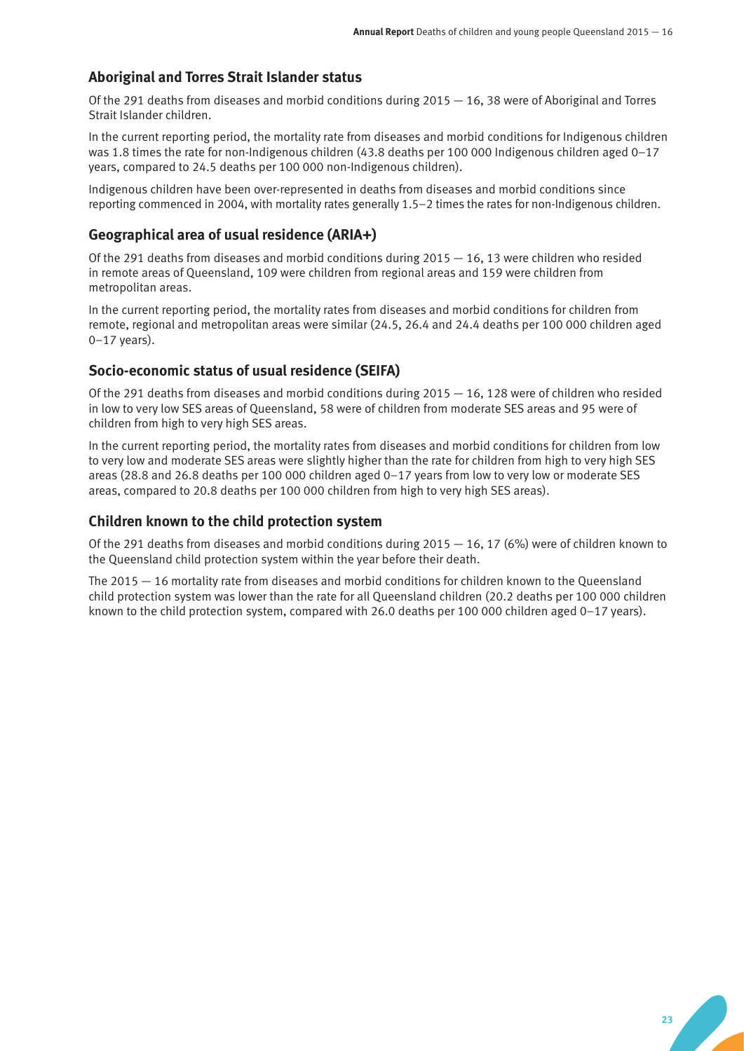## Aboriginal and Torres Strait Islander status

Of the 291 deaths from diseases and morbid conditions during 2015 — 16, 38 were of Aboriginal and Torres Strait Islander children.

In the current reporting period, the mortality rate from diseases and morbid conditions for Indigenous children was 1.8 times the rate for non-Indigenous children (43.8 deaths per 100 000 Indigenous children aged 0–17 years, compared to 24.5 deaths per 100 000 non-Indigenous children).

Indigenous children have been over-represented in deaths from diseases and morbid conditions since reporting commenced in 2004, with mortality rates generally 1.5–2 times the rates for non-Indigenous children.

## Geographical area of usual residence (ARIA+)

Of the 291 deaths from diseases and morbid conditions during 2015 — 16, 13 were children who resided in remote areas of Queensland, 109 were children from regional areas and 159 were children from metropolitan areas.

In the current reporting period, the mortality rates from diseases and morbid conditions for children from remote, regional and metropolitan areas were similar (24.5, 26.4 and 24.4 deaths per 100 000 children aged 0–17 years).

## Socio-economic status of usual residence (SEIFA)

Of the 291 deaths from diseases and morbid conditions during 2015 — 16, 128 were of children who resided in low to very low SES areas of Queensland, 58 were of children from moderate SES areas and 95 were of children from high to very high SES areas.

In the current reporting period, the mortality rates from diseases and morbid conditions for children from low to very low and moderate SES areas were slightly higher than the rate for children from high to very high SES areas (28.8 and 26.8 deaths per 100 000 children aged 0–17 years from low to very low or moderate SES areas, compared to 20.8 deaths per 100 000 children from high to very high SES areas).

## Children known to the child protection system

Of the 291 deaths from diseases and morbid conditions during 2015 — 16, 17 (6%) were of children known to the Queensland child protection system within the year before their death.

The 2015 — 16 mortality rate from diseases and morbid conditions for children known to the Queensland child protection system was lower than the rate for all Queensland children (20.2 deaths per 100 000 children known to the child protection system, compared with 26.0 deaths per 100 000 children aged 0–17 years).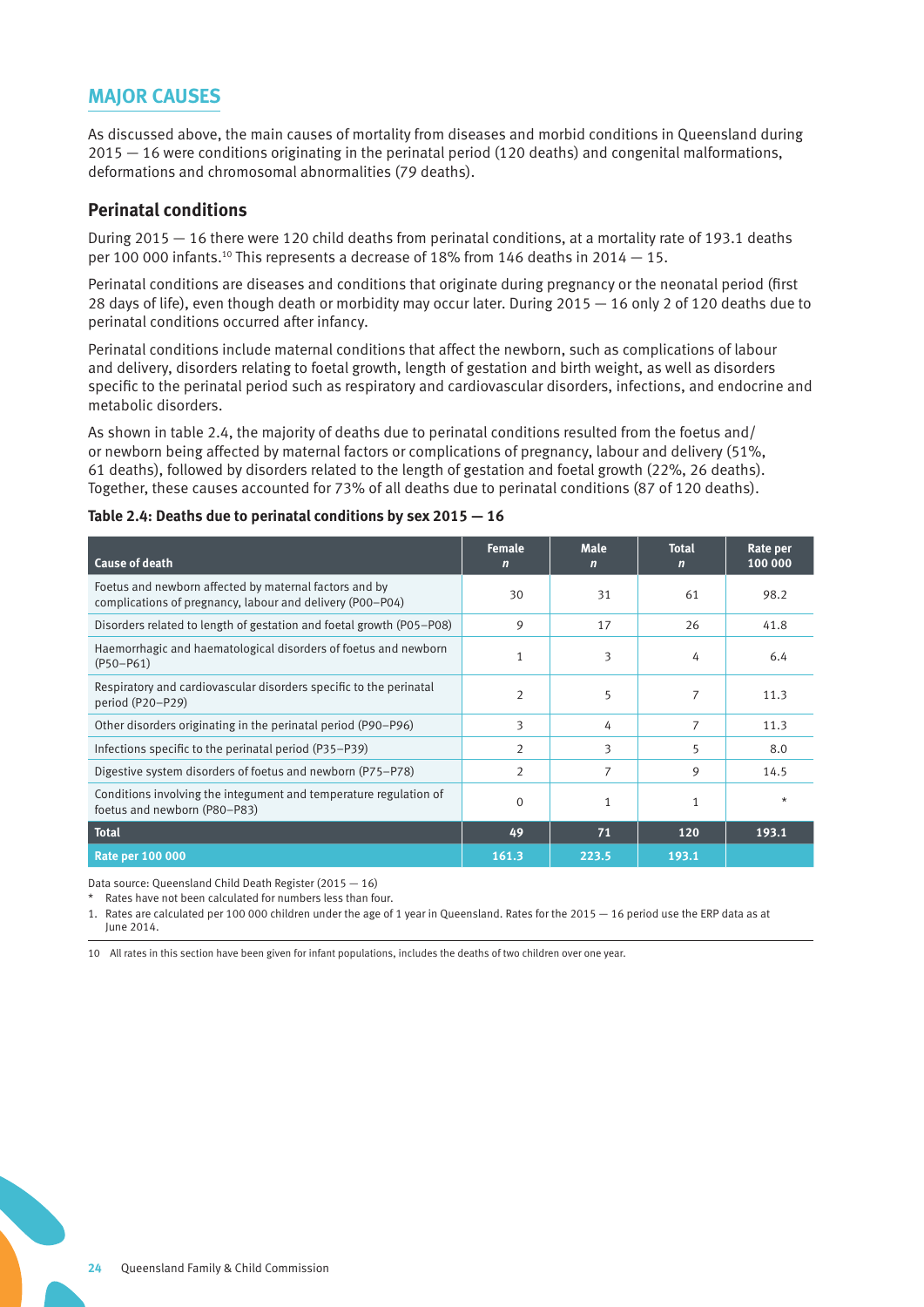## MAJOR CAUSES

As discussed above, the main causes of mortality from diseases and morbid conditions in Queensland during 2015 — 16 were conditions originating in the perinatal period (120 deaths) and congenital malformations, deformations and chromosomal abnormalities (79 deaths).

### Perinatal conditions

During 2015 — 16 there were 120 child deaths from perinatal conditions, at a mortality rate of 193.1 deaths per 100 000 infants.[10] This represents a decrease of 18% from 146 deaths in 2014 — 15.

Perinatal conditions are diseases and conditions that originate during pregnancy or the neonatal period (first 28 days of life), even though death or morbidity may occur later. During 2015 — 16 only 2 of 120 deaths due to perinatal conditions occurred after infancy.

Perinatal conditions include maternal conditions that affect the newborn, such as complications of labour and delivery, disorders relating to foetal growth, length of gestation and birth weight, as well as disorders specific to the perinatal period such as respiratory and cardiovascular disorders, infections, and endocrine and metabolic disorders.

As shown in table 2.4, the majority of deaths due to perinatal conditions resulted from the foetus and/or newborn being affected by maternal factors or complications of pregnancy, labour and delivery (51%, 61 deaths), followed by disorders related to the length of gestation and foetal growth (22%, 26 deaths). Together, these causes accounted for 73% of all deaths due to perinatal conditions (87 of 120 deaths).

**Table 2.4: Deaths due to perinatal conditions by sex 2015 — 16**

| Cause of death | Female *n* | Male *n* | Total *n* | Rate per 100 000 |
|---|---|---|---|---|
| Foetus and newborn affected by maternal factors and by complications of pregnancy, labour and delivery (P00–P04) | 30 | 31 | 61 | 98.2 |
| Disorders related to length of gestation and foetal growth (P05–P08) | 9 | 17 | 26 | 41.8 |
| Haemorrhagic and haematological disorders of foetus and newborn (P50–P61) | 1 | 3 | 4 | 6.4 |
| Respiratory and cardiovascular disorders specific to the perinatal period (P20–P29) | 2 | 5 | 7 | 11.3 |
| Other disorders originating in the perinatal period (P90–P96) | 3 | 4 | 7 | 11.3 |
| Infections specific to the perinatal period (P35–P39) | 2 | 3 | 5 | 8.0 |
| Digestive system disorders of foetus and newborn (P75–P78) | 2 | 7 | 9 | 14.5 |
| Conditions involving the integument and temperature regulation of foetus and newborn (P80–P83) | 0 | 1 | 1 | * |
| **Total** | **49** | **71** | **120** | **193.1** |
| **Rate per 100 000** | **161.3** | **223.5** | **193.1** | |

Data source: Queensland Child Death Register (2015 — 16)

\* Rates have not been calculated for numbers less than four.

1. Rates are calculated per 100 000 children under the age of 1 year in Queensland. Rates for the 2015 — 16 period use the ERP data as at June 2014.

10 All rates in this section have been given for infant populations, includes the deaths of two children over one year.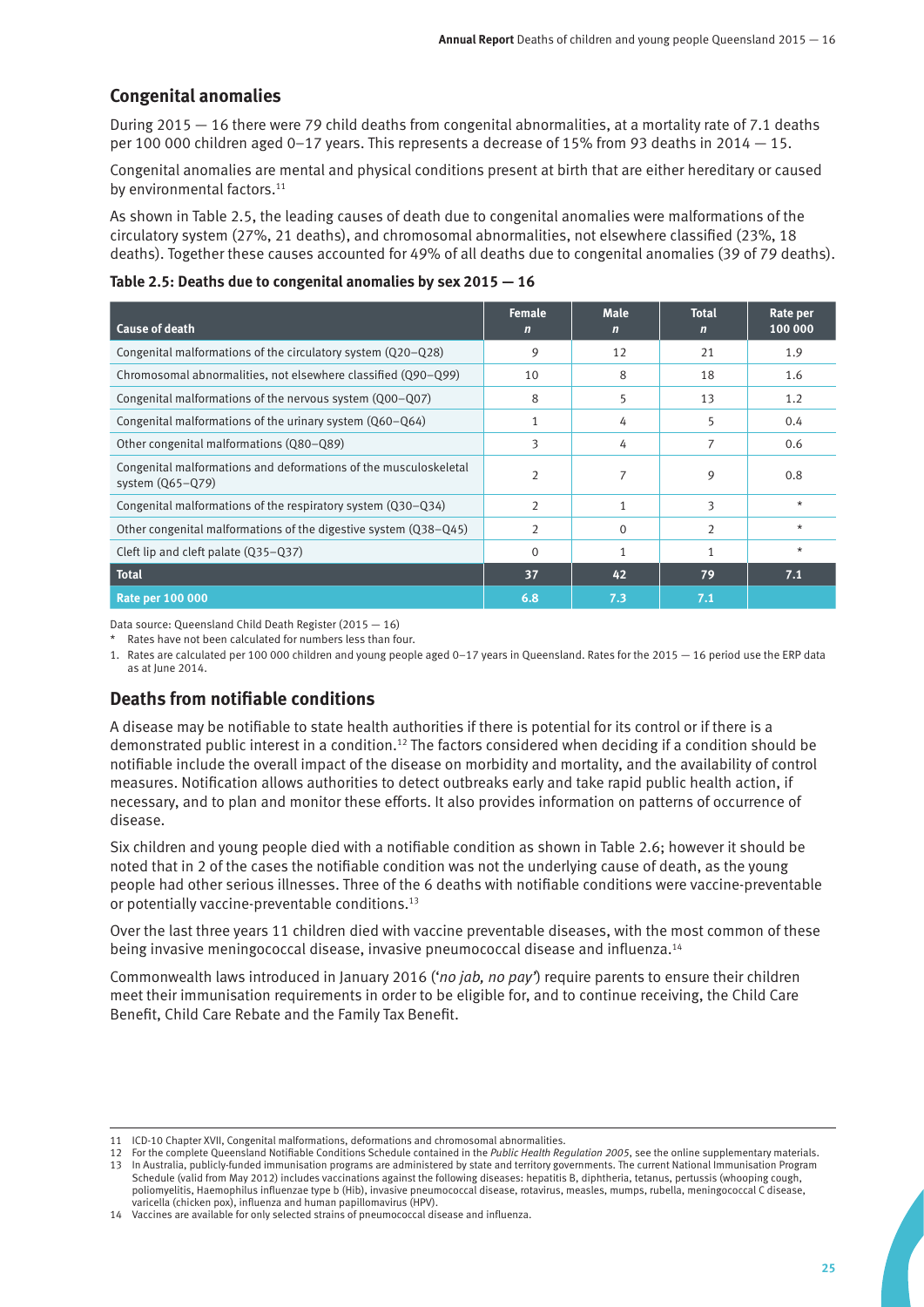## Congenital anomalies

During 2015 — 16 there were 79 child deaths from congenital abnormalities, at a mortality rate of 7.1 deaths per 100 000 children aged 0–17 years. This represents a decrease of 15% from 93 deaths in 2014 — 15.

Congenital anomalies are mental and physical conditions present at birth that are either hereditary or caused by environmental factors.[11]

As shown in Table 2.5, the leading causes of death due to congenital anomalies were malformations of the circulatory system (27%, 21 deaths), and chromosomal abnormalities, not elsewhere classified (23%, 18 deaths). Together these causes accounted for 49% of all deaths due to congenital anomalies (39 of 79 deaths).

**Table 2.5: Deaths due to congenital anomalies by sex 2015 — 16**

| Cause of death | Female *n* | Male *n* | Total *n* | Rate per 100 000 |
|---|---|---|---|---|
| Congenital malformations of the circulatory system (Q20–Q28) | 9 | 12 | 21 | 1.9 |
| Chromosomal abnormalities, not elsewhere classified (Q90–Q99) | 10 | 8 | 18 | 1.6 |
| Congenital malformations of the nervous system (Q00–Q07) | 8 | 5 | 13 | 1.2 |
| Congenital malformations of the urinary system (Q60–Q64) | 1 | 4 | 5 | 0.4 |
| Other congenital malformations (Q80–Q89) | 3 | 4 | 7 | 0.6 |
| Congenital malformations and deformations of the musculoskeletal system (Q65–Q79) | 2 | 7 | 9 | 0.8 |
| Congenital malformations of the respiratory system (Q30–Q34) | 2 | 1 | 3 | * |
| Other congenital malformations of the digestive system (Q38–Q45) | 2 | 0 | 2 | * |
| Cleft lip and cleft palate (Q35–Q37) | 0 | 1 | 1 | * |
| **Total** | **37** | **42** | **79** | **7.1** |
| **Rate per 100 000** | **6.8** | **7.3** | **7.1** | |

Data source: Queensland Child Death Register (2015 — 16)

\* Rates have not been calculated for numbers less than four.

1. Rates are calculated per 100 000 children and young people aged 0–17 years in Queensland. Rates for the 2015 — 16 period use the ERP data as at June 2014.

## Deaths from notifiable conditions

A disease may be notifiable to state health authorities if there is potential for its control or if there is a demonstrated public interest in a condition.[12] The factors considered when deciding if a condition should be notifiable include the overall impact of the disease on morbidity and mortality, and the availability of control measures. Notification allows authorities to detect outbreaks early and take rapid public health action, if necessary, and to plan and monitor these efforts. It also provides information on patterns of occurrence of disease.

Six children and young people died with a notifiable condition as shown in Table 2.6; however it should be noted that in 2 of the cases the notifiable condition was not the underlying cause of death, as the young people had other serious illnesses. Three of the 6 deaths with notifiable conditions were vaccine-preventable or potentially vaccine-preventable conditions.[13]

Over the last three years 11 children died with vaccine preventable diseases, with the most common of these being invasive meningococcal disease, invasive pneumococcal disease and influenza.[14]

Commonwealth laws introduced in January 2016 (‘*no jab, no pay*’) require parents to ensure their children meet their immunisation requirements in order to be eligible for, and to continue receiving, the Child Care Benefit, Child Care Rebate and the Family Tax Benefit.

---

11 ICD-10 Chapter XVII, Congenital malformations, deformations and chromosomal abnormalities.

12 For the complete Queensland Notifiable Conditions Schedule contained in the *Public Health Regulation 2005*, see the online supplementary materials.

13 In Australia, publicly-funded immunisation programs are administered by state and territory governments. The current National Immunisation Program Schedule (valid from May 2012) includes vaccinations against the following diseases: hepatitis B, diphtheria, tetanus, pertussis (whooping cough, poliomyelitis, Haemophilus influenzae type b (Hib), invasive pneumococcal disease, rotavirus, measles, mumps, rubella, meningococcal C disease, varicella (chicken pox), influenza and human papillomavirus (HPV).

14 Vaccines are available for only selected strains of pneumococcal disease and influenza.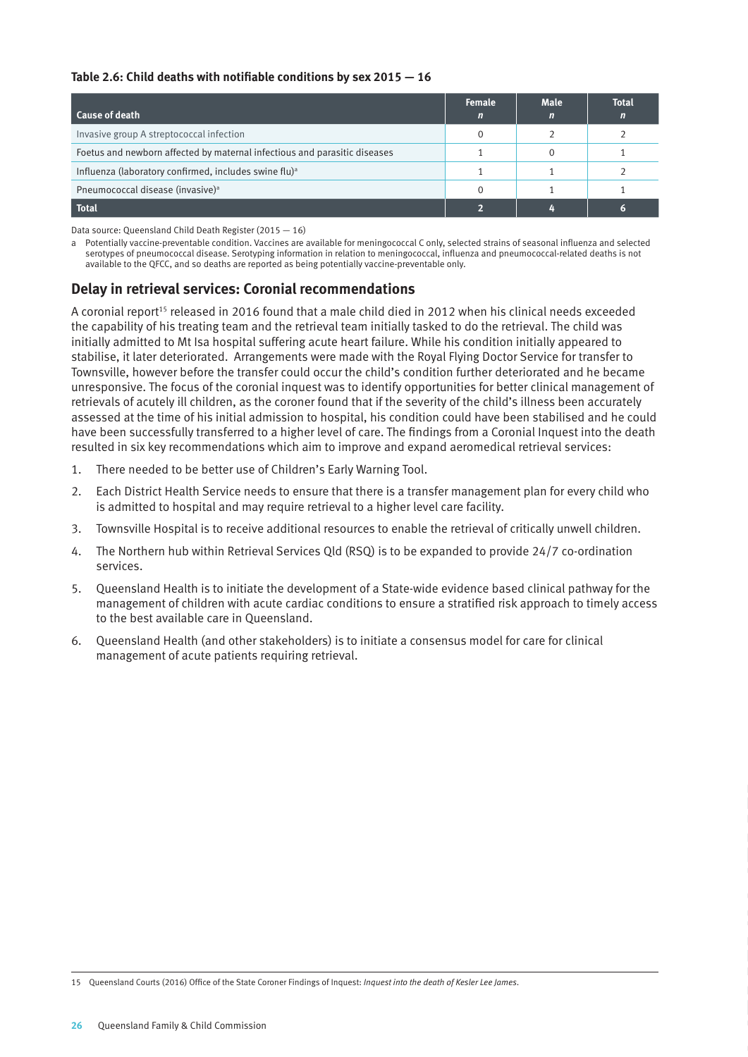**Table 2.6: Child deaths with notifiable conditions by sex 2015 — 16**

| Cause of death | Female *n* | Male *n* | Total *n* |
|---|---|---|---|
| Invasive group A streptococcal infection | 0 | 2 | 2 |
| Foetus and newborn affected by maternal infectious and parasitic diseases | 1 | 0 | 1 |
| Influenza (laboratory confirmed, includes swine flu)[a] | 1 | 1 | 2 |
| Pneumococcal disease (invasive)[a] | 0 | 1 | 1 |
| **Total** | **2** | **4** | **6** |

Data source: Queensland Child Death Register (2015 — 16)

a Potentially vaccine-preventable condition. Vaccines are available for meningococcal C only, selected strains of seasonal influenza and selected serotypes of pneumococcal disease. Serotyping information in relation to meningococcal, influenza and pneumococcal-related deaths is not available to the QFCC, and so deaths are reported as being potentially vaccine-preventable only.

## Delay in retrieval services: Coronial recommendations

A coronial report[15] released in 2016 found that a male child died in 2012 when his clinical needs exceeded the capability of his treating team and the retrieval team initially tasked to do the retrieval. The child was initially admitted to Mt Isa hospital suffering acute heart failure. While his condition initially appeared to stabilise, it later deteriorated. Arrangements were made with the Royal Flying Doctor Service for transfer to Townsville, however before the transfer could occur the child's condition further deteriorated and he became unresponsive. The focus of the coronial inquest was to identify opportunities for better clinical management of retrievals of acutely ill children, as the coroner found that if the severity of the child's illness been accurately assessed at the time of his initial admission to hospital, his condition could have been stabilised and he could have been successfully transferred to a higher level of care. The findings from a Coronial Inquest into the death resulted in six key recommendations which aim to improve and expand aeromedical retrieval services:

1. There needed to be better use of Children's Early Warning Tool.
2. Each District Health Service needs to ensure that there is a transfer management plan for every child who is admitted to hospital and may require retrieval to a higher level care facility.
3. Townsville Hospital is to receive additional resources to enable the retrieval of critically unwell children.
4. The Northern hub within Retrieval Services Qld (RSQ) is to be expanded to provide 24/7 co-ordination services.
5. Queensland Health is to initiate the development of a State-wide evidence based clinical pathway for the management of children with acute cardiac conditions to ensure a stratified risk approach to timely access to the best available care in Queensland.
6. Queensland Health (and other stakeholders) is to initiate a consensus model for care for clinical management of acute patients requiring retrieval.

15 Queensland Courts (2016) Office of the State Coroner Findings of Inquest: *Inquest into the death of Kesler Lee James*.